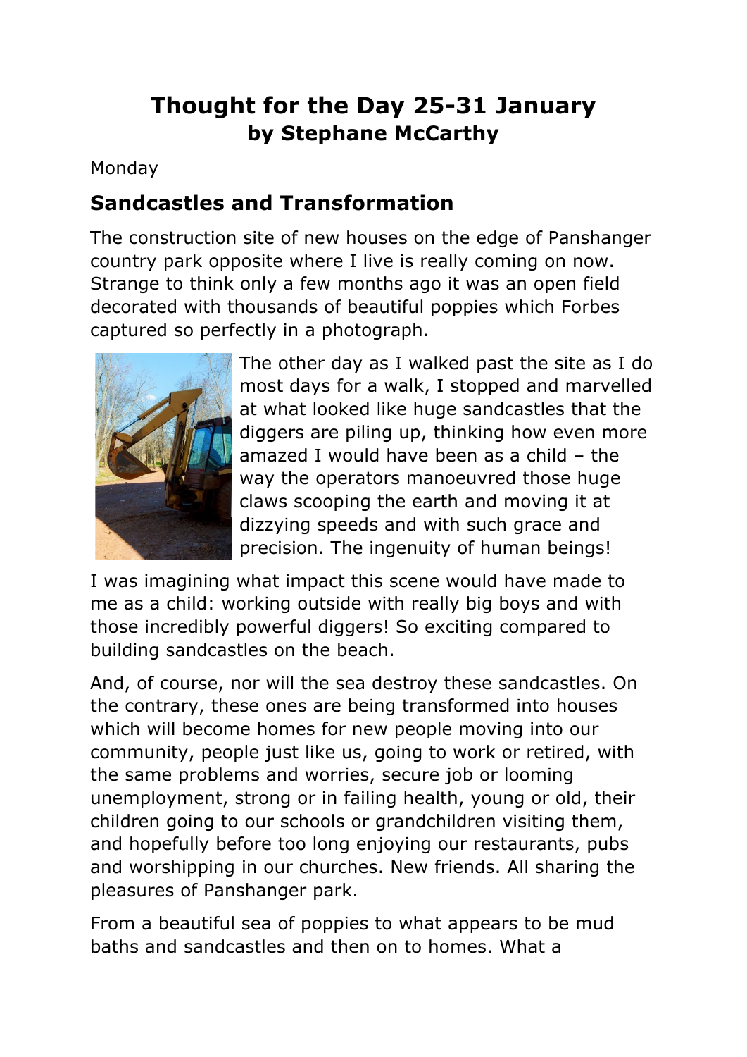# Thought for the Day 25-31 January
## by Stephane McCarthy

Monday

## Sandcastles and Transformation

The construction site of new houses on the edge of Panshanger country park opposite where I live is really coming on now. Strange to think only a few months ago it was an open field decorated with thousands of beautiful poppies which Forbes captured so perfectly in a photograph.

The other day as I walked past the site as I do most days for a walk, I stopped and marvelled at what looked like huge sandcastles that the diggers are piling up, thinking how even more amazed I would have been as a child – the way the operators manoeuvred those huge claws scooping the earth and moving it at dizzying speeds and with such grace and precision. The ingenuity of human beings!

I was imagining what impact this scene would have made to me as a child: working outside with really big boys and with those incredibly powerful diggers! So exciting compared to building sandcastles on the beach.

And, of course, nor will the sea destroy these sandcastles. On the contrary, these ones are being transformed into houses which will become homes for new people moving into our community, people just like us, going to work or retired, with the same problems and worries, secure job or looming unemployment, strong or in failing health, young or old, their children going to our schools or grandchildren visiting them, and hopefully before too long enjoying our restaurants, pubs and worshipping in our churches. New friends. All sharing the pleasures of Panshanger park.

From a beautiful sea of poppies to what appears to be mud baths and sandcastles and then on to homes. What a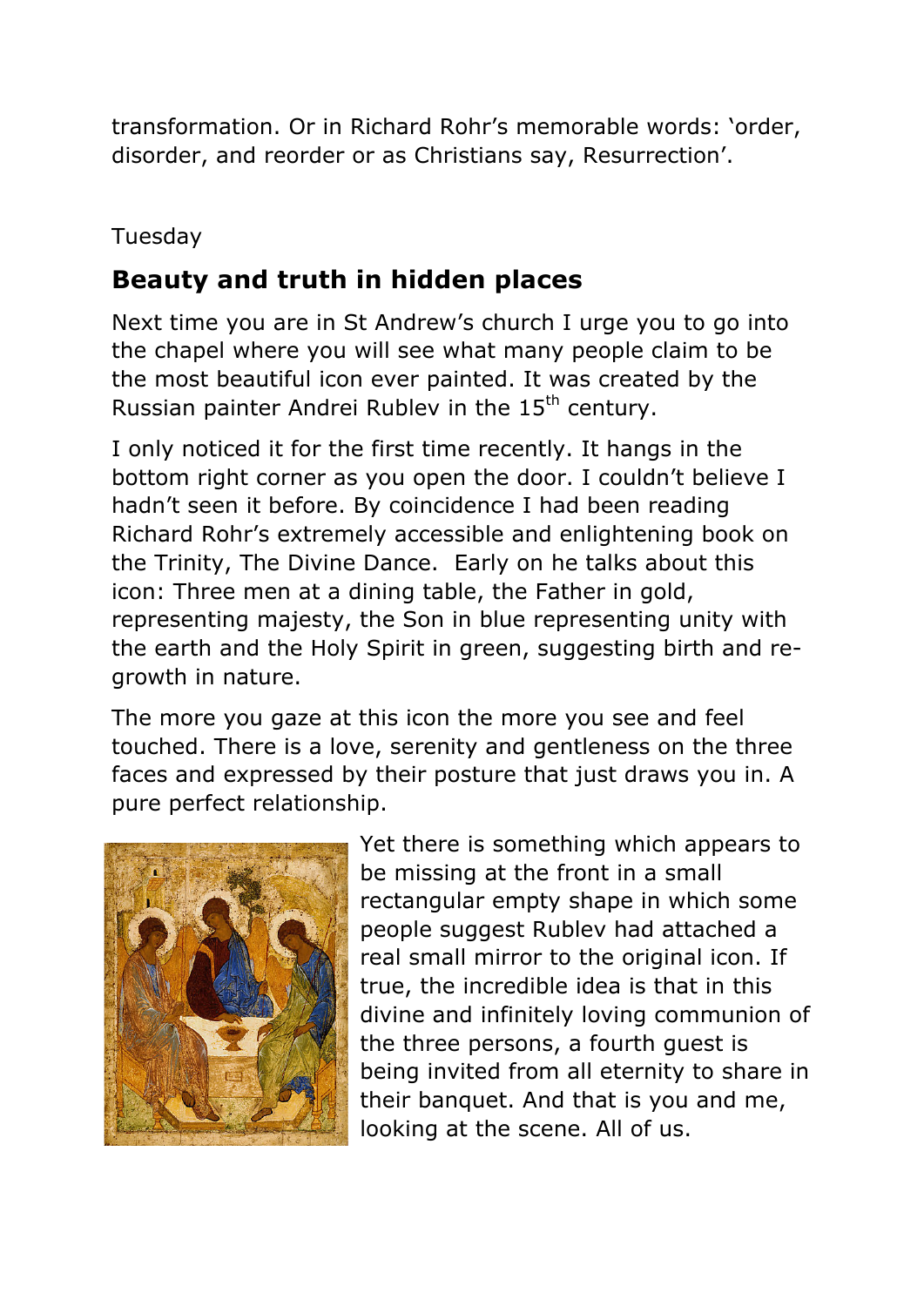transformation. Or in Richard Rohr's memorable words: 'order, disorder, and reorder or as Christians say, Resurrection'.

Tuesday

## Beauty and truth in hidden places

Next time you are in St Andrew's church I urge you to go into the chapel where you will see what many people claim to be the most beautiful icon ever painted. It was created by the Russian painter Andrei Rublev in the 15th century.

I only noticed it for the first time recently. It hangs in the bottom right corner as you open the door. I couldn't believe I hadn't seen it before. By coincidence I had been reading Richard Rohr's extremely accessible and enlightening book on the Trinity, The Divine Dance. Early on he talks about this icon: Three men at a dining table, the Father in gold, representing majesty, the Son in blue representing unity with the earth and the Holy Spirit in green, suggesting birth and re-growth in nature.

The more you gaze at this icon the more you see and feel touched. There is a love, serenity and gentleness on the three faces and expressed by their posture that just draws you in. A pure perfect relationship.

Yet there is something which appears to be missing at the front in a small rectangular empty shape in which some people suggest Rublev had attached a real small mirror to the original icon. If true, the incredible idea is that in this divine and infinitely loving communion of the three persons, a fourth guest is being invited from all eternity to share in their banquet. And that is you and me, looking at the scene. All of us.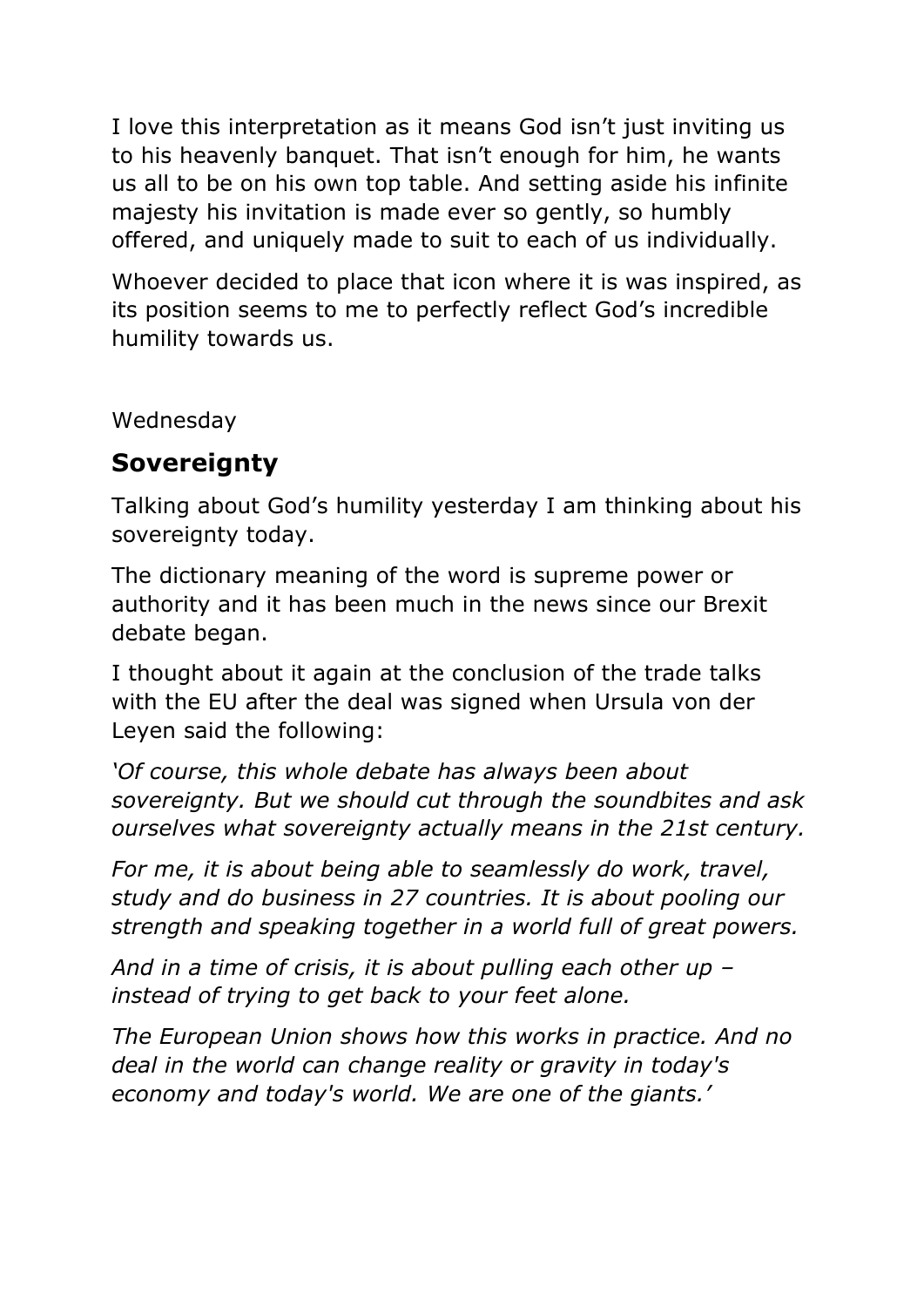I love this interpretation as it means God isn't just inviting us to his heavenly banquet. That isn't enough for him, he wants us all to be on his own top table. And setting aside his infinite majesty his invitation is made ever so gently, so humbly offered, and uniquely made to suit to each of us individually.

Whoever decided to place that icon where it is was inspired, as its position seems to me to perfectly reflect God's incredible humility towards us.

Wednesday

## Sovereignty

Talking about God's humility yesterday I am thinking about his sovereignty today.

The dictionary meaning of the word is supreme power or authority and it has been much in the news since our Brexit debate began.

I thought about it again at the conclusion of the trade talks with the EU after the deal was signed when Ursula von der Leyen said the following:

*'Of course, this whole debate has always been about sovereignty. But we should cut through the soundbites and ask ourselves what sovereignty actually means in the 21st century.*

*For me, it is about being able to seamlessly do work, travel, study and do business in 27 countries. It is about pooling our strength and speaking together in a world full of great powers.*

*And in a time of crisis, it is about pulling each other up – instead of trying to get back to your feet alone.*

*The European Union shows how this works in practice. And no deal in the world can change reality or gravity in today's economy and today's world. We are one of the giants.'*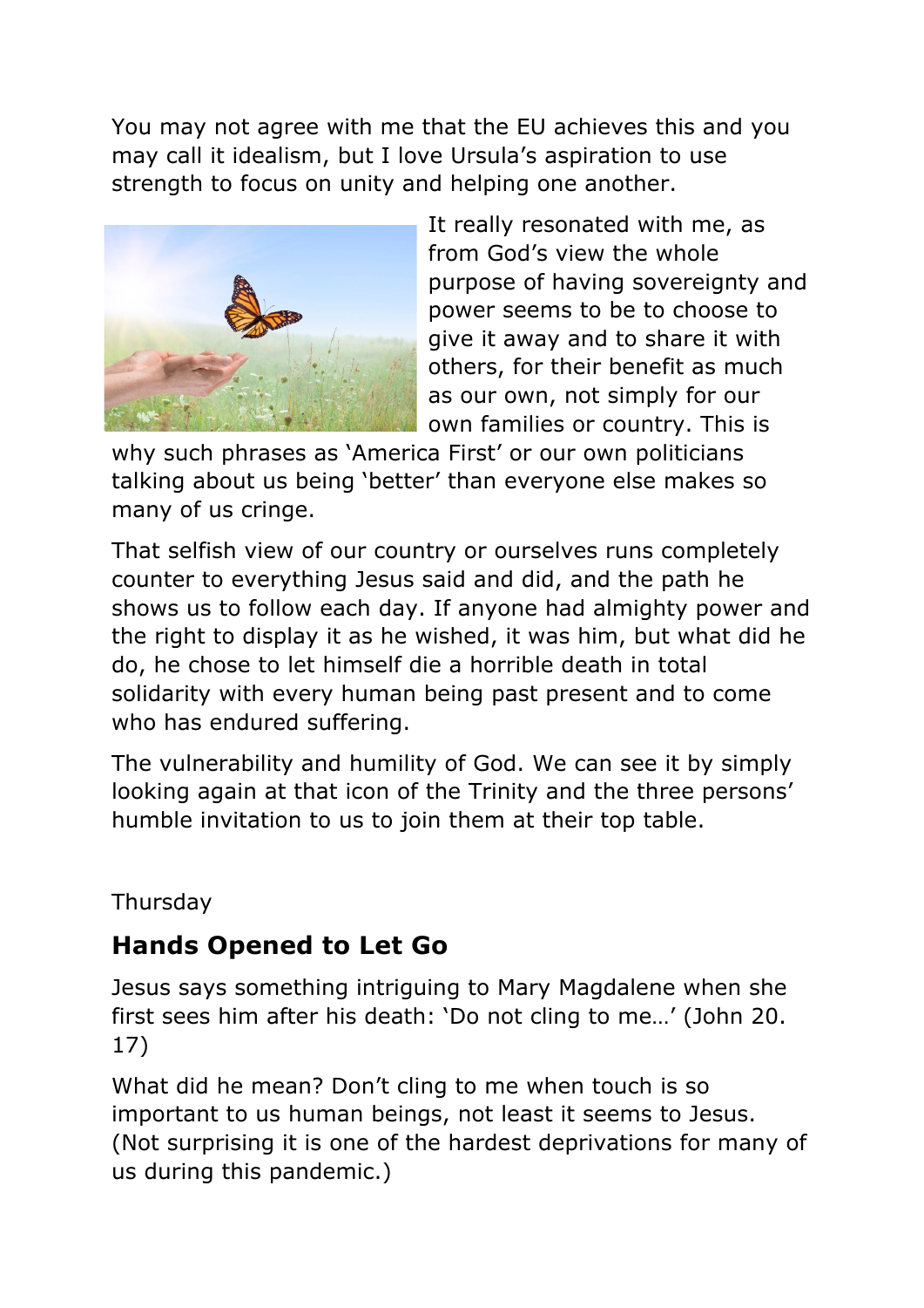You may not agree with me that the EU achieves this and you may call it idealism, but I love Ursula's aspiration to use strength to focus on unity and helping one another.

It really resonated with me, as from God's view the whole purpose of having sovereignty and power seems to be to choose to give it away and to share it with others, for their benefit as much as our own, not simply for our own families or country. This is why such phrases as 'America First' or our own politicians talking about us being 'better' than everyone else makes so many of us cringe.

That selfish view of our country or ourselves runs completely counter to everything Jesus said and did, and the path he shows us to follow each day. If anyone had almighty power and the right to display it as he wished, it was him, but what did he do, he chose to let himself die a horrible death in total solidarity with every human being past present and to come who has endured suffering.

The vulnerability and humility of God. We can see it by simply looking again at that icon of the Trinity and the three persons' humble invitation to us to join them at their top table.

Thursday

## Hands Opened to Let Go

Jesus says something intriguing to Mary Magdalene when she first sees him after his death: 'Do not cling to me…' (John 20. 17)

What did he mean? Don't cling to me when touch is so important to us human beings, not least it seems to Jesus. (Not surprising it is one of the hardest deprivations for many of us during this pandemic.)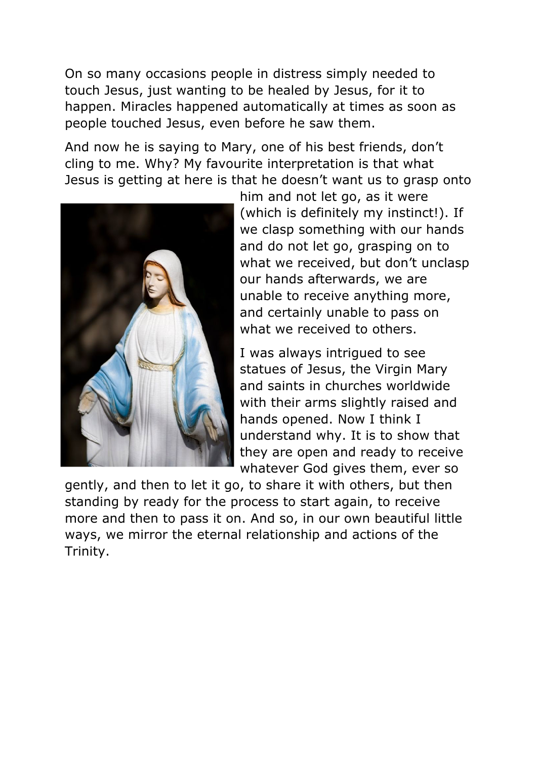On so many occasions people in distress simply needed to touch Jesus, just wanting to be healed by Jesus, for it to happen. Miracles happened automatically at times as soon as people touched Jesus, even before he saw them.

And now he is saying to Mary, one of his best friends, don't cling to me. Why? My favourite interpretation is that what Jesus is getting at here is that he doesn't want us to grasp onto him and not let go, as it were (which is definitely my instinct!). If we clasp something with our hands and do not let go, grasping on to what we received, but don't unclasp our hands afterwards, we are unable to receive anything more, and certainly unable to pass on what we received to others.

I was always intrigued to see statues of Jesus, the Virgin Mary and saints in churches worldwide with their arms slightly raised and hands opened. Now I think I understand why. It is to show that they are open and ready to receive whatever God gives them, ever so gently, and then to let it go, to share it with others, but then standing by ready for the process to start again, to receive more and then to pass it on. And so, in our own beautiful little ways, we mirror the eternal relationship and actions of the Trinity.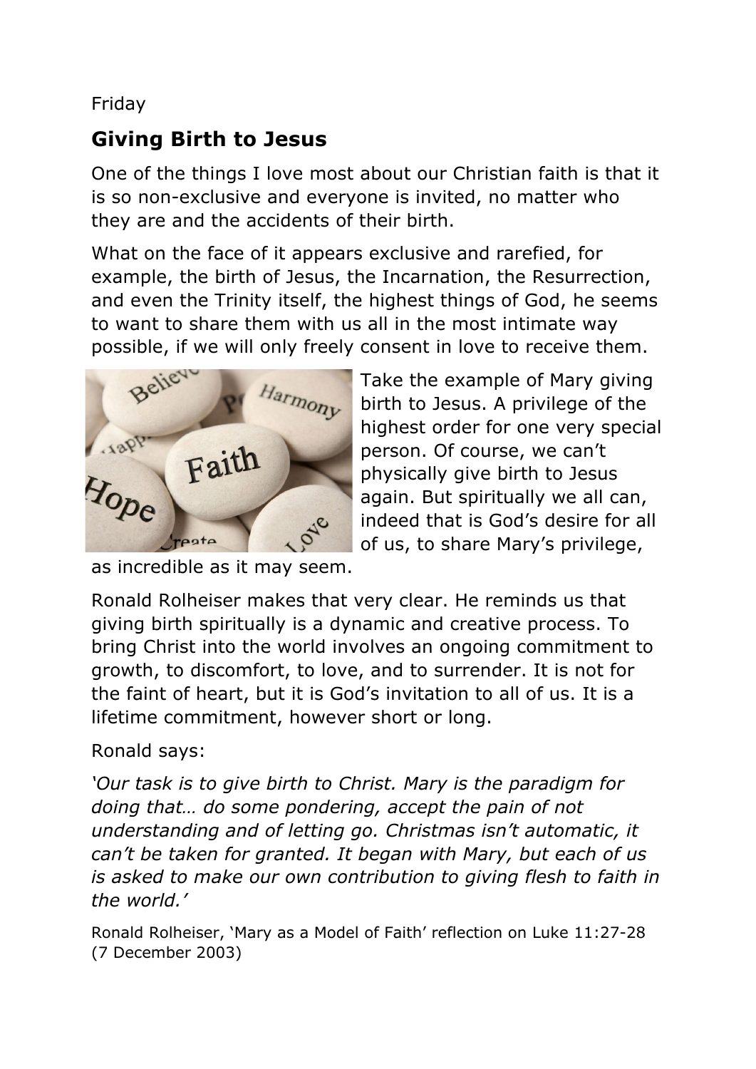Friday

## Giving Birth to Jesus

One of the things I love most about our Christian faith is that it is so non-exclusive and everyone is invited, no matter who they are and the accidents of their birth.

What on the face of it appears exclusive and rarefied, for example, the birth of Jesus, the Incarnation, the Resurrection, and even the Trinity itself, the highest things of God, he seems to want to share them with us all in the most intimate way possible, if we will only freely consent in love to receive them.

Take the example of Mary giving birth to Jesus. A privilege of the highest order for one very special person. Of course, we can't physically give birth to Jesus again. But spiritually we all can, indeed that is God's desire for all of us, to share Mary's privilege, as incredible as it may seem.

Ronald Rolheiser makes that very clear. He reminds us that giving birth spiritually is a dynamic and creative process. To bring Christ into the world involves an ongoing commitment to growth, to discomfort, to love, and to surrender. It is not for the faint of heart, but it is God's invitation to all of us. It is a lifetime commitment, however short or long.

Ronald says:

*'Our task is to give birth to Christ. Mary is the paradigm for doing that… do some pondering, accept the pain of not understanding and of letting go. Christmas isn't automatic, it can't be taken for granted. It began with Mary, but each of us is asked to make our own contribution to giving flesh to faith in the world.'*

Ronald Rolheiser, 'Mary as a Model of Faith' reflection on Luke 11:27-28 (7 December 2003)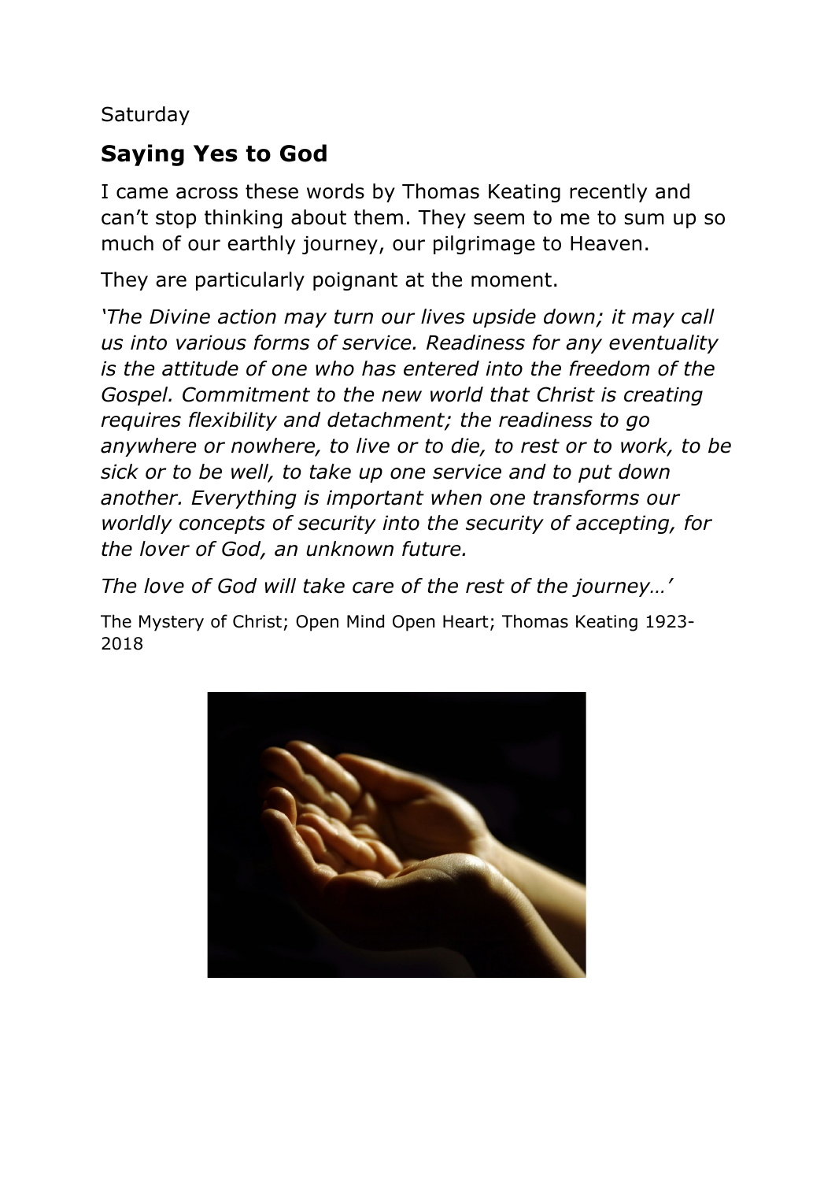Saturday

## Saying Yes to God

I came across these words by Thomas Keating recently and can't stop thinking about them. They seem to me to sum up so much of our earthly journey, our pilgrimage to Heaven.

They are particularly poignant at the moment.

*'The Divine action may turn our lives upside down; it may call us into various forms of service. Readiness for any eventuality is the attitude of one who has entered into the freedom of the Gospel. Commitment to the new world that Christ is creating requires flexibility and detachment; the readiness to go anywhere or nowhere, to live or to die, to rest or to work, to be sick or to be well, to take up one service and to put down another. Everything is important when one transforms our worldly concepts of security into the security of accepting, for the lover of God, an unknown future.*

*The love of God will take care of the rest of the journey…'*

The Mystery of Christ; Open Mind Open Heart; Thomas Keating 1923-2018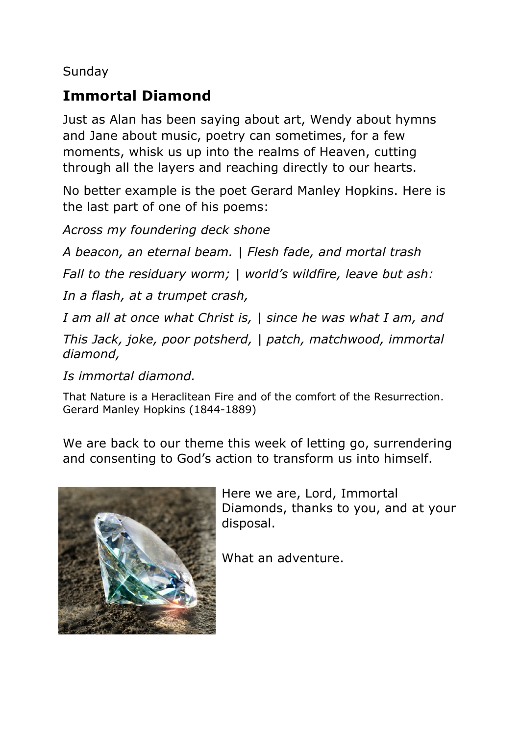Sunday

## Immortal Diamond

Just as Alan has been saying about art, Wendy about hymns and Jane about music, poetry can sometimes, for a few moments, whisk us up into the realms of Heaven, cutting through all the layers and reaching directly to our hearts.

No better example is the poet Gerard Manley Hopkins. Here is the last part of one of his poems:

*Across my foundering deck shone*

*A beacon, an eternal beam. | Flesh fade, and mortal trash*

*Fall to the residuary worm; | world's wildfire, leave but ash:*

*In a flash, at a trumpet crash,*

*I am all at once what Christ is, | since he was what I am, and*

*This Jack, joke, poor potsherd, | patch, matchwood, immortal diamond,*

*Is immortal diamond.*

That Nature is a Heraclitean Fire and of the comfort of the Resurrection.
Gerard Manley Hopkins (1844-1889)

We are back to our theme this week of letting go, surrendering and consenting to God's action to transform us into himself.

Here we are, Lord, Immortal Diamonds, thanks to you, and at your disposal.

What an adventure.